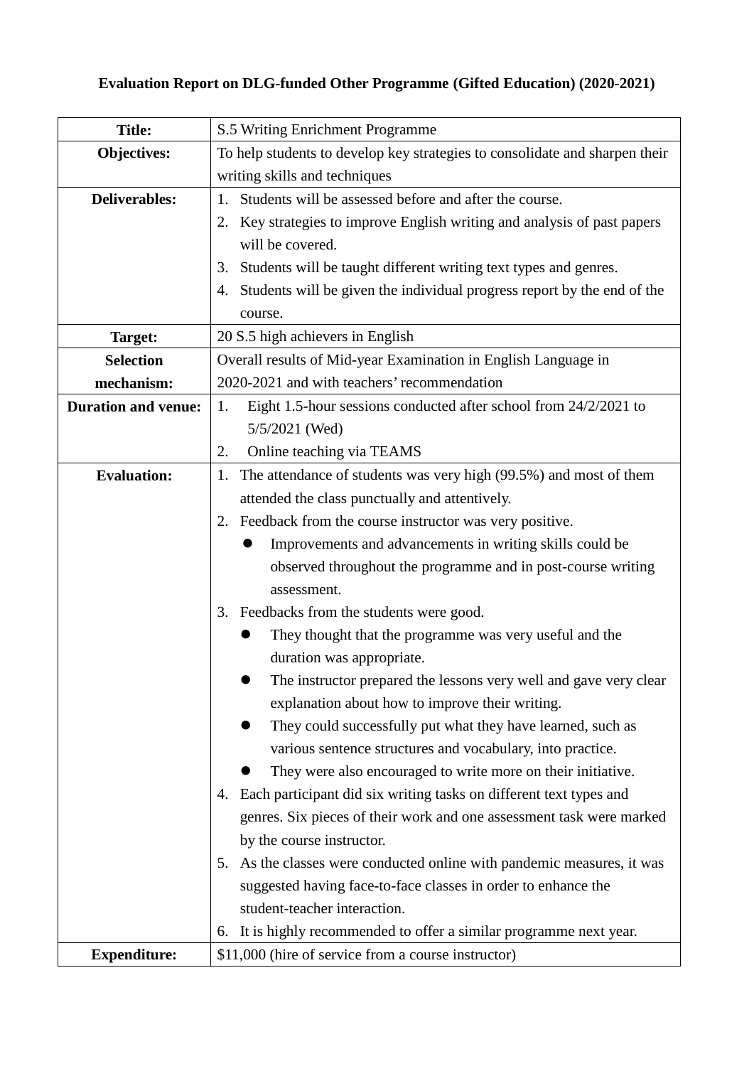**Evaluation Report on DLG-funded Other Programme (Gifted Education) (2020-2021)**

| **Title:** | S.5 Writing Enrichment Programme |
|---|---|
| **Objectives:** | To help students to develop key strategies to consolidate and sharpen their writing skills and techniques |
| **Deliverables:** | 1. Students will be assessed before and after the course.<br>2. Key strategies to improve English writing and analysis of past papers will be covered.<br>3. Students will be taught different writing text types and genres.<br>4. Students will be given the individual progress report by the end of the course. |
| **Target:** | 20 S.5 high achievers in English |
| **Selection mechanism:** | Overall results of Mid-year Examination in English Language in 2020-2021 and with teachers' recommendation |
| **Duration and venue:** | 1. Eight 1.5-hour sessions conducted after school from 24/2/2021 to 5/5/2021 (Wed)<br>2. Online teaching via TEAMS |
| **Evaluation:** | 1. The attendance of students was very high (99.5%) and most of them attended the class punctually and attentively.<br>2. Feedback from the course instructor was very positive.<br>● Improvements and advancements in writing skills could be observed throughout the programme and in post-course writing assessment.<br>3. Feedbacks from the students were good.<br>● They thought that the programme was very useful and the duration was appropriate.<br>● The instructor prepared the lessons very well and gave very clear explanation about how to improve their writing.<br>● They could successfully put what they have learned, such as various sentence structures and vocabulary, into practice.<br>● They were also encouraged to write more on their initiative.<br>4. Each participant did six writing tasks on different text types and genres. Six pieces of their work and one assessment task were marked by the course instructor.<br>5. As the classes were conducted online with pandemic measures, it was suggested having face-to-face classes in order to enhance the student-teacher interaction.<br>6. It is highly recommended to offer a similar programme next year. |
| **Expenditure:** | $11,000 (hire of service from a course instructor) |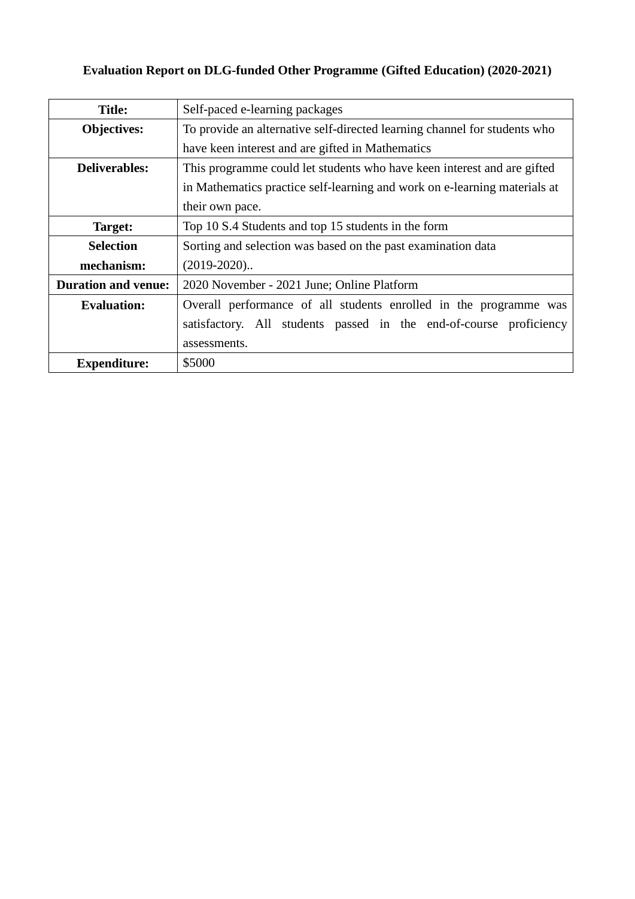**Evaluation Report on DLG-funded Other Programme (Gifted Education) (2020-2021)**

| | |
|---|---|
| **Title:** | Self-paced e-learning packages |
| **Objectives:** | To provide an alternative self-directed learning channel for students who have keen interest and are gifted in Mathematics |
| **Deliverables:** | This programme could let students who have keen interest and are gifted in Mathematics practice self-learning and work on e-learning materials at their own pace. |
| **Target:** | Top 10 S.4 Students and top 15 students in the form |
| **Selection mechanism:** | Sorting and selection was based on the past examination data (2019-2020).. |
| **Duration and venue:** | 2020 November - 2021 June; Online Platform |
| **Evaluation:** | Overall performance of all students enrolled in the programme was satisfactory. All students passed in the end-of-course proficiency assessments. |
| **Expenditure:** | $5000 |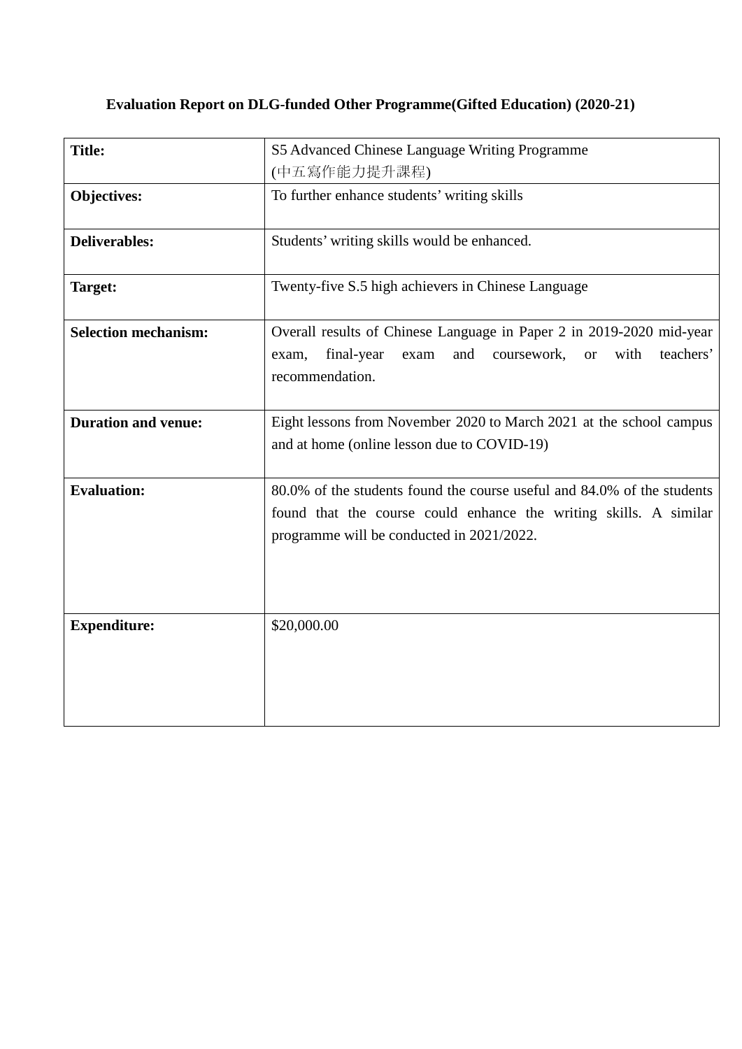**Evaluation Report on DLG-funded Other Programme(Gifted Education) (2020-21)**

| | |
|---|---|
| **Title:** | S5 Advanced Chinese Language Writing Programme (中五寫作能力提升課程) |
| **Objectives:** | To further enhance students' writing skills |
| **Deliverables:** | Students' writing skills would be enhanced. |
| **Target:** | Twenty-five S.5 high achievers in Chinese Language |
| **Selection mechanism:** | Overall results of Chinese Language in Paper 2 in 2019-2020 mid-year exam, final-year exam and coursework, or with teachers' recommendation. |
| **Duration and venue:** | Eight lessons from November 2020 to March 2021 at the school campus and at home (online lesson due to COVID-19) |
| **Evaluation:** | 80.0% of the students found the course useful and 84.0% of the students found that the course could enhance the writing skills. A similar programme will be conducted in 2021/2022. |
| **Expenditure:** | $20,000.00 |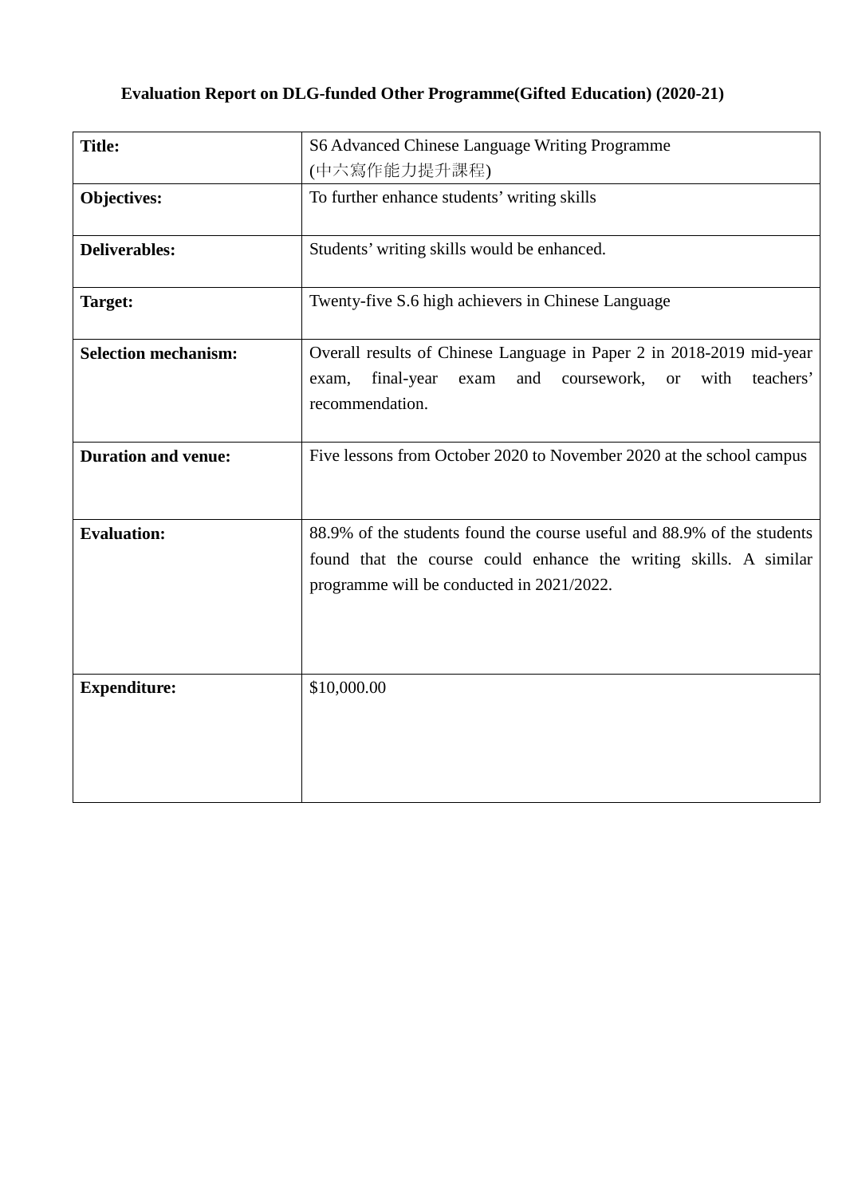**Evaluation Report on DLG-funded Other Programme(Gifted Education) (2020-21)**

| | |
|---|---|
| **Title:** | S6 Advanced Chinese Language Writing Programme (中六寫作能力提升課程) |
| **Objectives:** | To further enhance students' writing skills |
| **Deliverables:** | Students' writing skills would be enhanced. |
| **Target:** | Twenty-five S.6 high achievers in Chinese Language |
| **Selection mechanism:** | Overall results of Chinese Language in Paper 2 in 2018-2019 mid-year exam, final-year exam and coursework, or with teachers' recommendation. |
| **Duration and venue:** | Five lessons from October 2020 to November 2020 at the school campus |
| **Evaluation:** | 88.9% of the students found the course useful and 88.9% of the students found that the course could enhance the writing skills. A similar programme will be conducted in 2021/2022. |
| **Expenditure:** | $10,000.00 |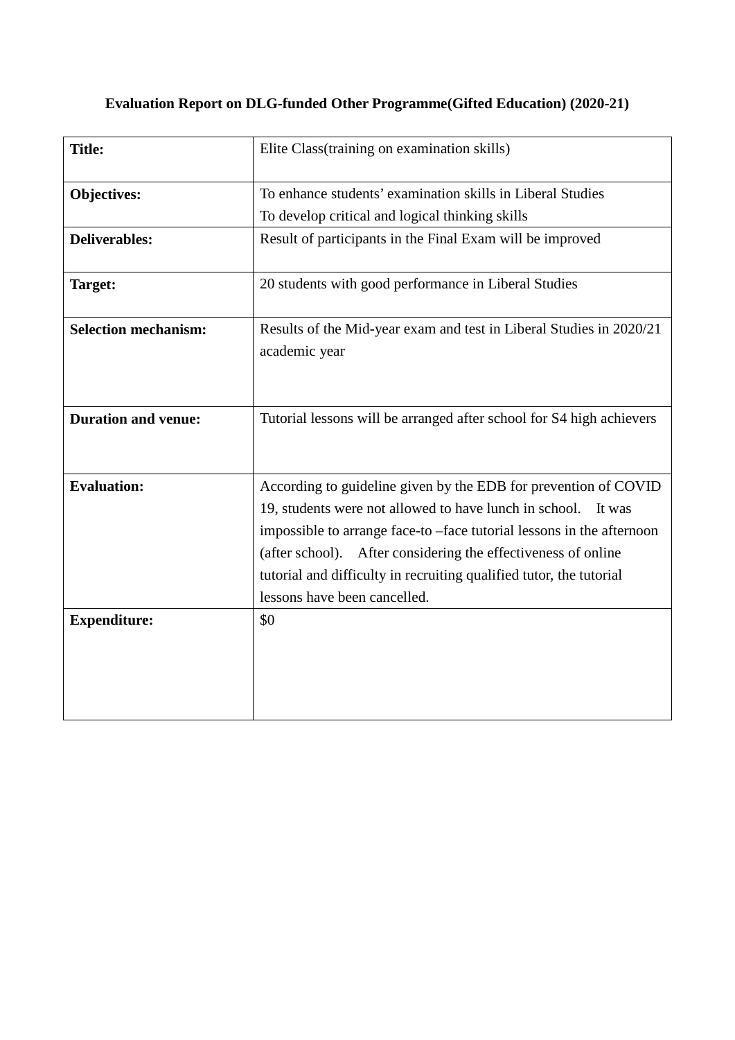**Evaluation Report on DLG-funded Other Programme(Gifted Education) (2020-21)**

| | |
|---|---|
| **Title:** | Elite Class(training on examination skills) |
| **Objectives:** | To enhance students' examination skills in Liberal Studies<br>To develop critical and logical thinking skills |
| **Deliverables:** | Result of participants in the Final Exam will be improved |
| **Target:** | 20 students with good performance in Liberal Studies |
| **Selection mechanism:** | Results of the Mid-year exam and test in Liberal Studies in 2020/21 academic year |
| **Duration and venue:** | Tutorial lessons will be arranged after school for S4 high achievers |
| **Evaluation:** | According to guideline given by the EDB for prevention of COVID 19, students were not allowed to have lunch in school. It was impossible to arrange face-to –face tutorial lessons in the afternoon (after school). After considering the effectiveness of online tutorial and difficulty in recruiting qualified tutor, the tutorial lessons have been cancelled. |
| **Expenditure:** | $0 |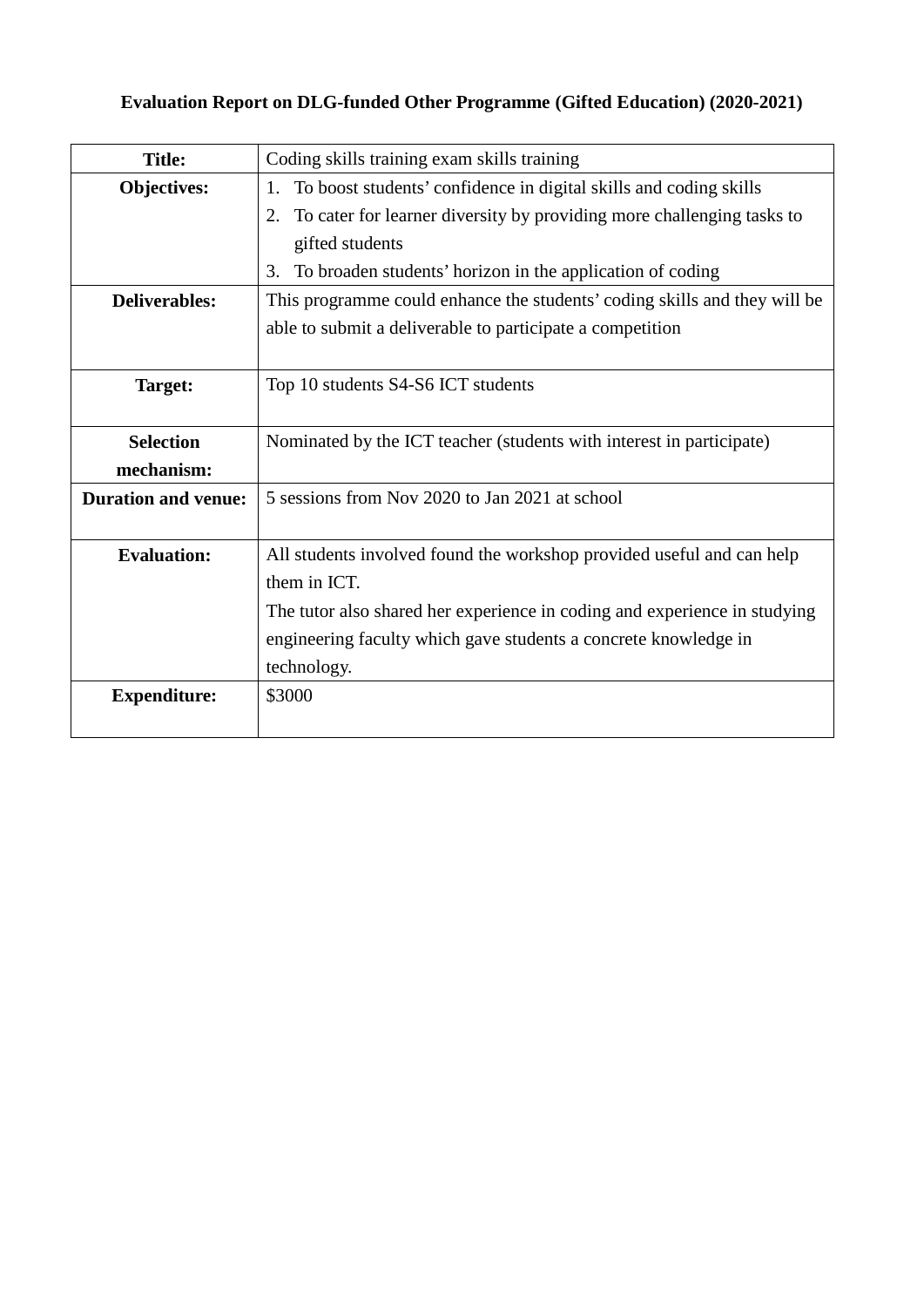**Evaluation Report on DLG-funded Other Programme (Gifted Education) (2020-2021)**

| **Title:** | Coding skills training exam skills training |
|---|---|
| **Objectives:** | 1. To boost students' confidence in digital skills and coding skills<br>2. To cater for learner diversity by providing more challenging tasks to gifted students<br>3. To broaden students' horizon in the application of coding |
| **Deliverables:** | This programme could enhance the students' coding skills and they will be able to submit a deliverable to participate a competition |
| **Target:** | Top 10 students S4-S6 ICT students |
| **Selection mechanism:** | Nominated by the ICT teacher (students with interest in participate) |
| **Duration and venue:** | 5 sessions from Nov 2020 to Jan 2021 at school |
| **Evaluation:** | All students involved found the workshop provided useful and can help them in ICT.<br>The tutor also shared her experience in coding and experience in studying engineering faculty which gave students a concrete knowledge in technology. |
| **Expenditure:** | $3000 |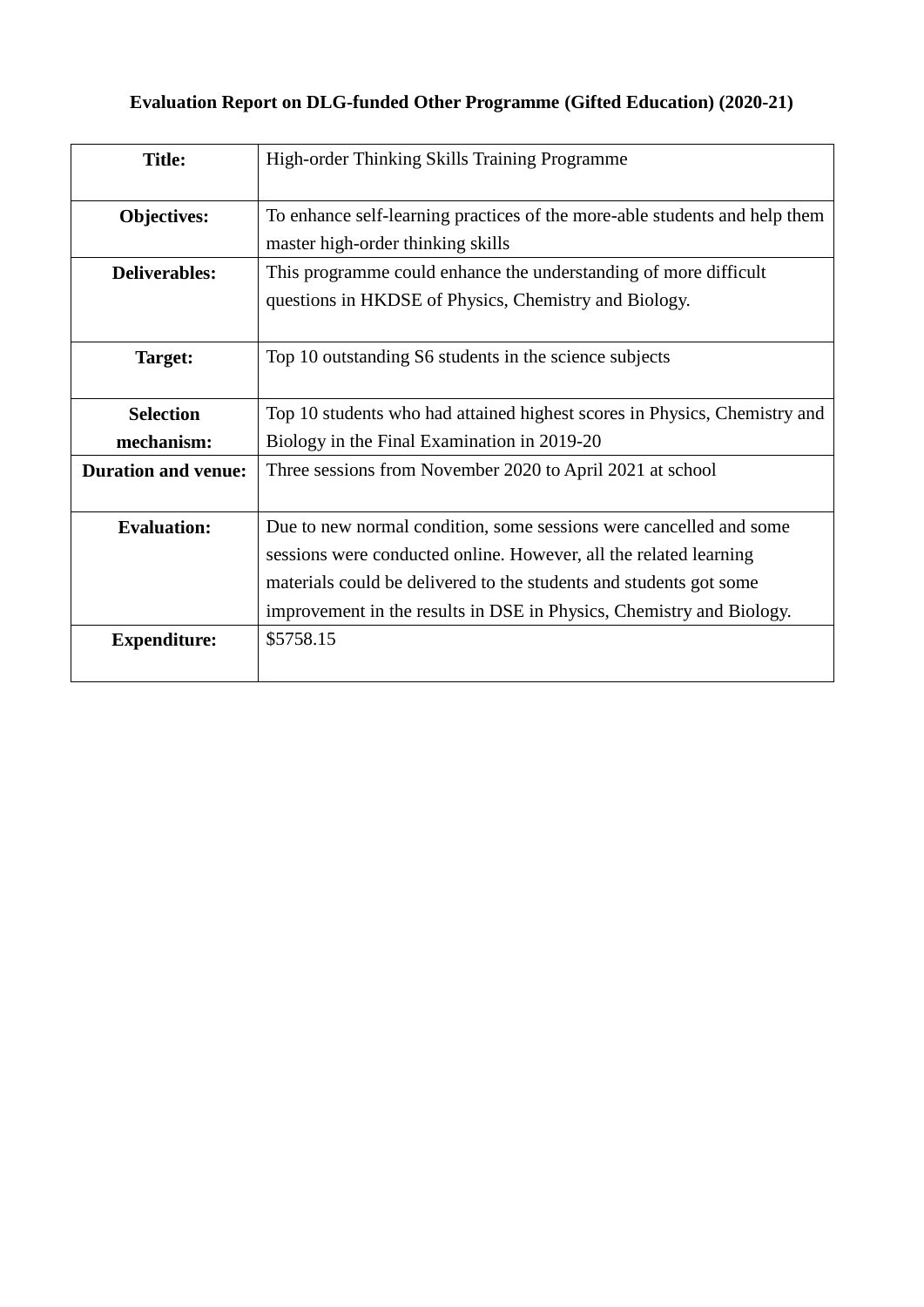**Evaluation Report on DLG-funded Other Programme (Gifted Education) (2020-21)**

| | |
|---|---|
| **Title:** | High-order Thinking Skills Training Programme |
| **Objectives:** | To enhance self-learning practices of the more-able students and help them master high-order thinking skills |
| **Deliverables:** | This programme could enhance the understanding of more difficult questions in HKDSE of Physics, Chemistry and Biology. |
| **Target:** | Top 10 outstanding S6 students in the science subjects |
| **Selection mechanism:** | Top 10 students who had attained highest scores in Physics, Chemistry and Biology in the Final Examination in 2019-20 |
| **Duration and venue:** | Three sessions from November 2020 to April 2021 at school |
| **Evaluation:** | Due to new normal condition, some sessions were cancelled and some sessions were conducted online. However, all the related learning materials could be delivered to the students and students got some improvement in the results in DSE in Physics, Chemistry and Biology. |
| **Expenditure:** | $5758.15 |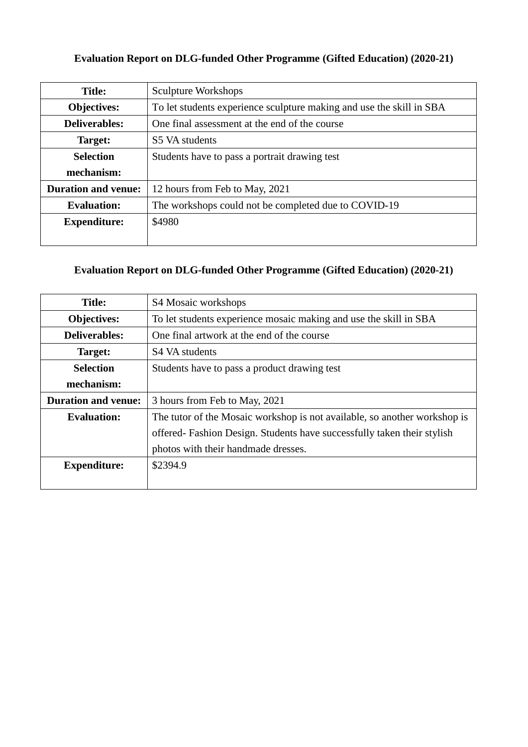**Evaluation Report on DLG-funded Other Programme (Gifted Education) (2020-21)**

| | |
|---|---|
| **Title:** | Sculpture Workshops |
| **Objectives:** | To let students experience sculpture making and use the skill in SBA |
| **Deliverables:** | One final assessment at the end of the course |
| **Target:** | S5 VA students |
| **Selection mechanism:** | Students have to pass a portrait drawing test |
| **Duration and venue:** | 12 hours from Feb to May, 2021 |
| **Evaluation:** | The workshops could not be completed due to COVID-19 |
| **Expenditure:** | $4980 |

**Evaluation Report on DLG-funded Other Programme (Gifted Education) (2020-21)**

| | |
|---|---|
| **Title:** | S4 Mosaic workshops |
| **Objectives:** | To let students experience mosaic making and use the skill in SBA |
| **Deliverables:** | One final artwork at the end of the course |
| **Target:** | S4 VA students |
| **Selection mechanism:** | Students have to pass a product drawing test |
| **Duration and venue:** | 3 hours from Feb to May, 2021 |
| **Evaluation:** | The tutor of the Mosaic workshop is not available, so another workshop is offered- Fashion Design. Students have successfully taken their stylish photos with their handmade dresses. |
| **Expenditure:** | $2394.9 |